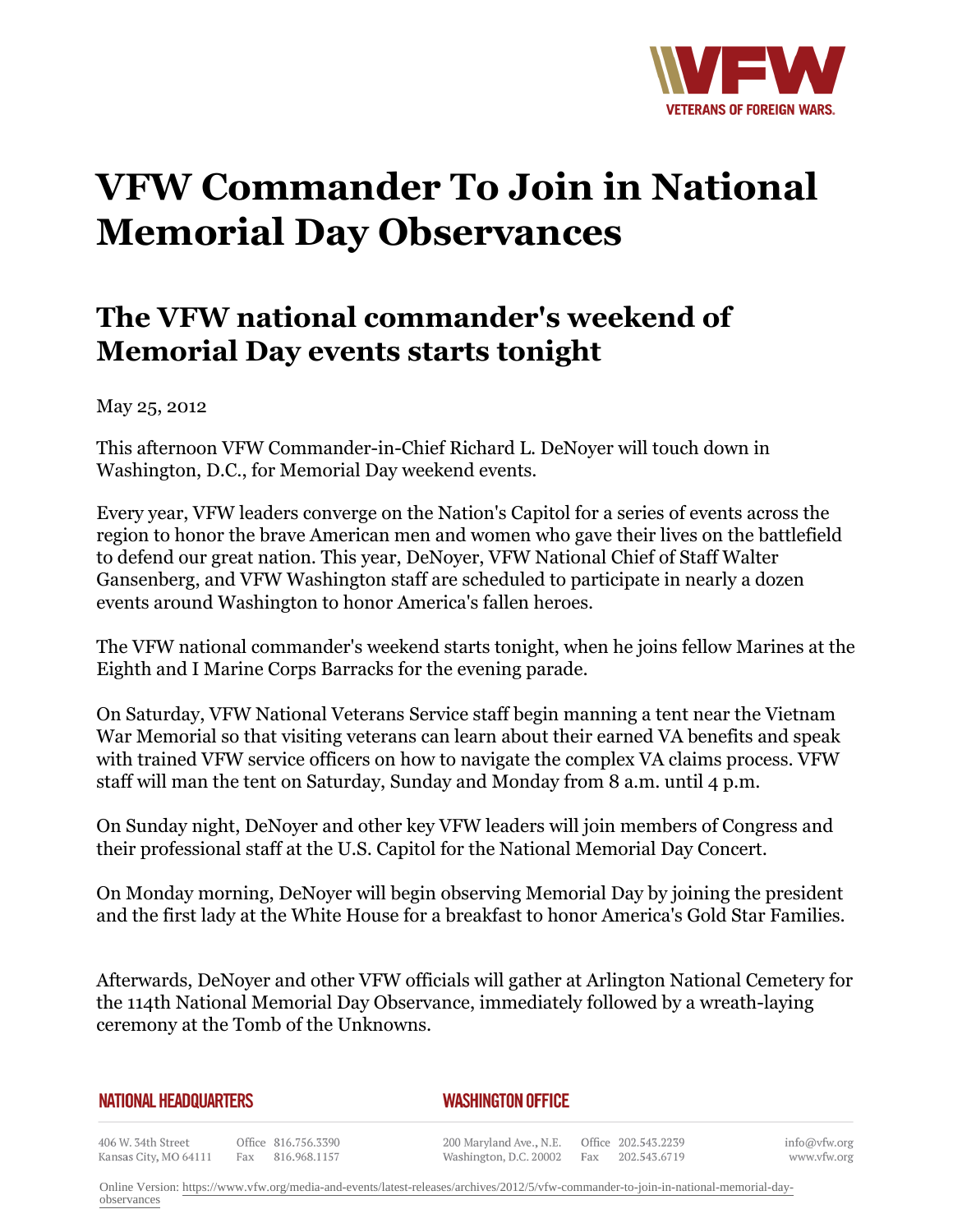# VFW Commander To Join in National Memorial Day Observances

## The VFW national commander's weekend of Memorial Day events starts tonight

May 25, 2012

This afternoon VFW Commander-in-Chief Richard L. DeNoyer will touch down in Washington, D.C., for Memorial Day weekend events.

Every year, VFW leaders converge on the Nation's Capitol for a series of events across the region to honor the brave American men and women who gave their lives on the battlefield to defend our great nation. This year, DeNoyer, VFW National Chief of Staff Walter Gansenberg, and VFW Washington staff are scheduled to participate in nearly a dozen events around Washington to honor America's fallen heroes.

The VFW national commander's weekend starts tonight, when he joins fellow Marines at the Eighth and I Marine Corps Barracks for the evening parade.

On Saturday, VFW National Veterans Service staff begin manning a tent near the Vietnam War Memorial so that visiting veterans can learn about their earned VA benefits and speak with trained VFW service officers on how to navigate the complex VA claims process. VFW staff will man the tent on Saturday, Sunday and Monday from 8 a.m. until 4 p.m.

On Sunday night, DeNoyer and other key VFW leaders will join members of Congress and their professional staff at the U.S. Capitol for the National Memorial Day Concert.

On Monday morning, DeNoyer will begin observing Memorial Day by joining the president and the first lady at the White House for a breakfast to honor America's Gold Star Families.

Afterwards, DeNoyer and other VFW officials will gather at Arlington National Cemetery for the 114th National Memorial Day Observance, immediately followed by a wreath-laying ceremony at the Tomb of the Unknowns.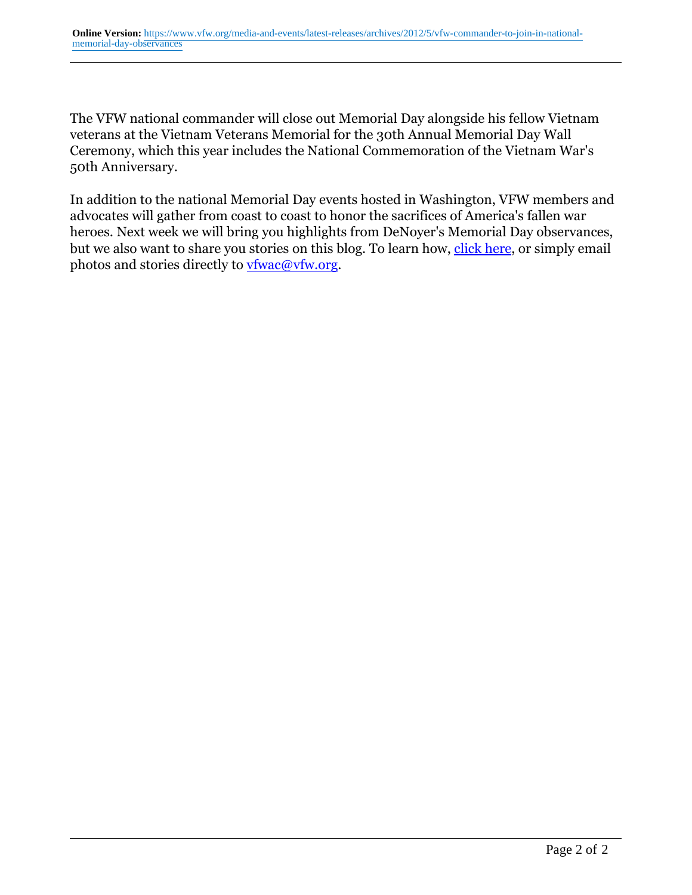The VFW national commander will close out Memorial Day alongside his fellow Vietnam veterans at the Vietnam Veterans Memorial for the 30th Annual Memorial Day Wall Ceremony, which this year includes the National Commemoration of the Vietnam War's 50th Anniversary.

In addition to the national Memorial Day events hosted in Washington, VFW members and advocates will gather from coast to coast to honor the sacrifices of America's fallen war heroes. Next week we will bring you highlights from DeNoyer's Memorial Day observances, but we also want to share you stories on this blog. To learn how, click here, or simply email photos and stories directly to vfwac@vfw.org.